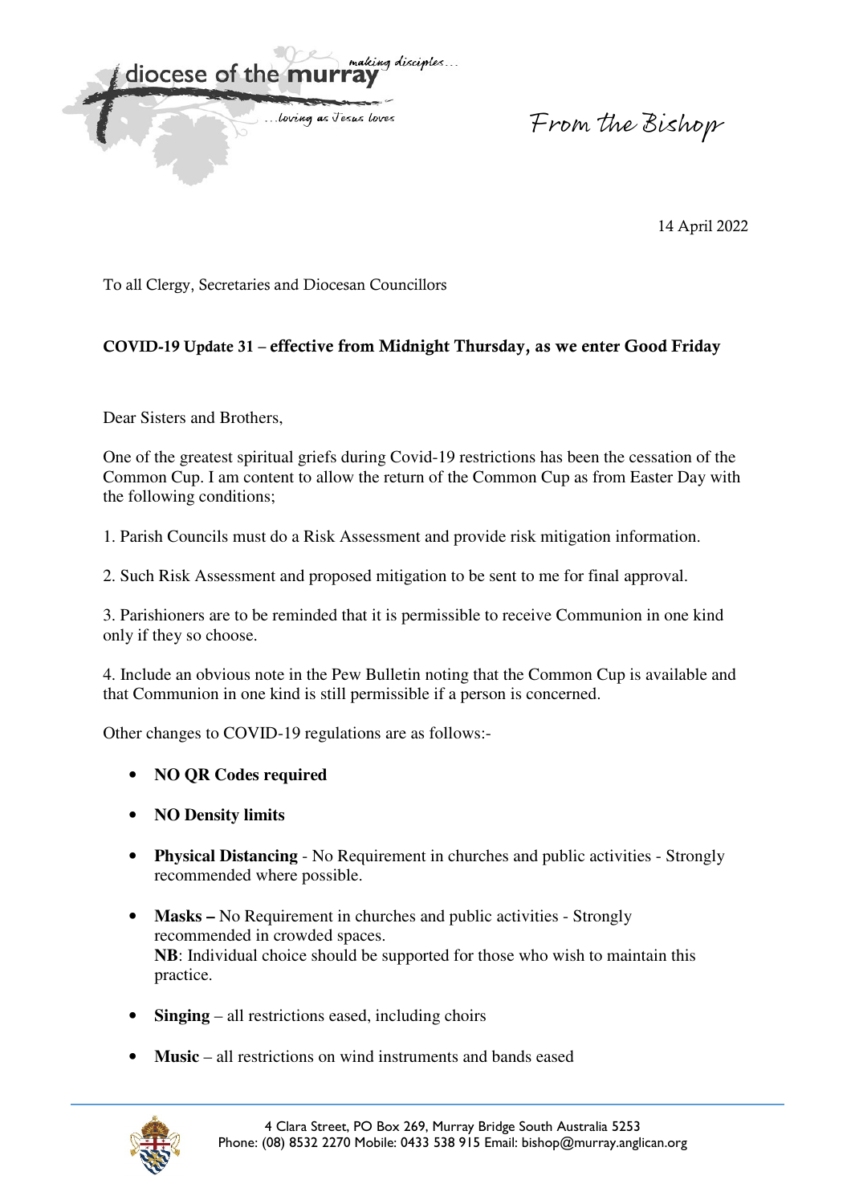diocese of the **murray** *making disciples... ...loving as Jesus loves*

*From the Bishop*

14 April 2022

To all Clergy, Secretaries and Diocesan Councillors

**COVID-19 Update 31 – effective from Midnight Thursday, as we enter Good Friday**

Dear Sisters and Brothers,

One of the greatest spiritual griefs during Covid-19 restrictions has been the cessation of the Common Cup. I am content to allow the return of the Common Cup as from Easter Day with the following conditions;

1. Parish Councils must do a Risk Assessment and provide risk mitigation information.

2. Such Risk Assessment and proposed mitigation to be sent to me for final approval.

3. Parishioners are to be reminded that it is permissible to receive Communion in one kind only if they so choose.

4. Include an obvious note in the Pew Bulletin noting that the Common Cup is available and that Communion in one kind is still permissible if a person is concerned.

Other changes to COVID-19 regulations are as follows:-

- **NO QR Codes required**
- **NO Density limits**
- **Physical Distancing** - No Requirement in churches and public activities - Strongly recommended where possible.
- **Masks –** No Requirement in churches and public activities - Strongly recommended in crowded spaces.
  **NB**: Individual choice should be supported for those who wish to maintain this practice.
- **Singing** – all restrictions eased, including choirs
- **Music** – all restrictions on wind instruments and bands eased

4 Clara Street, PO Box 269, Murray Bridge South Australia 5253
Phone: (08) 8532 2270 Mobile: 0433 538 915 Email: bishop@murray.anglican.org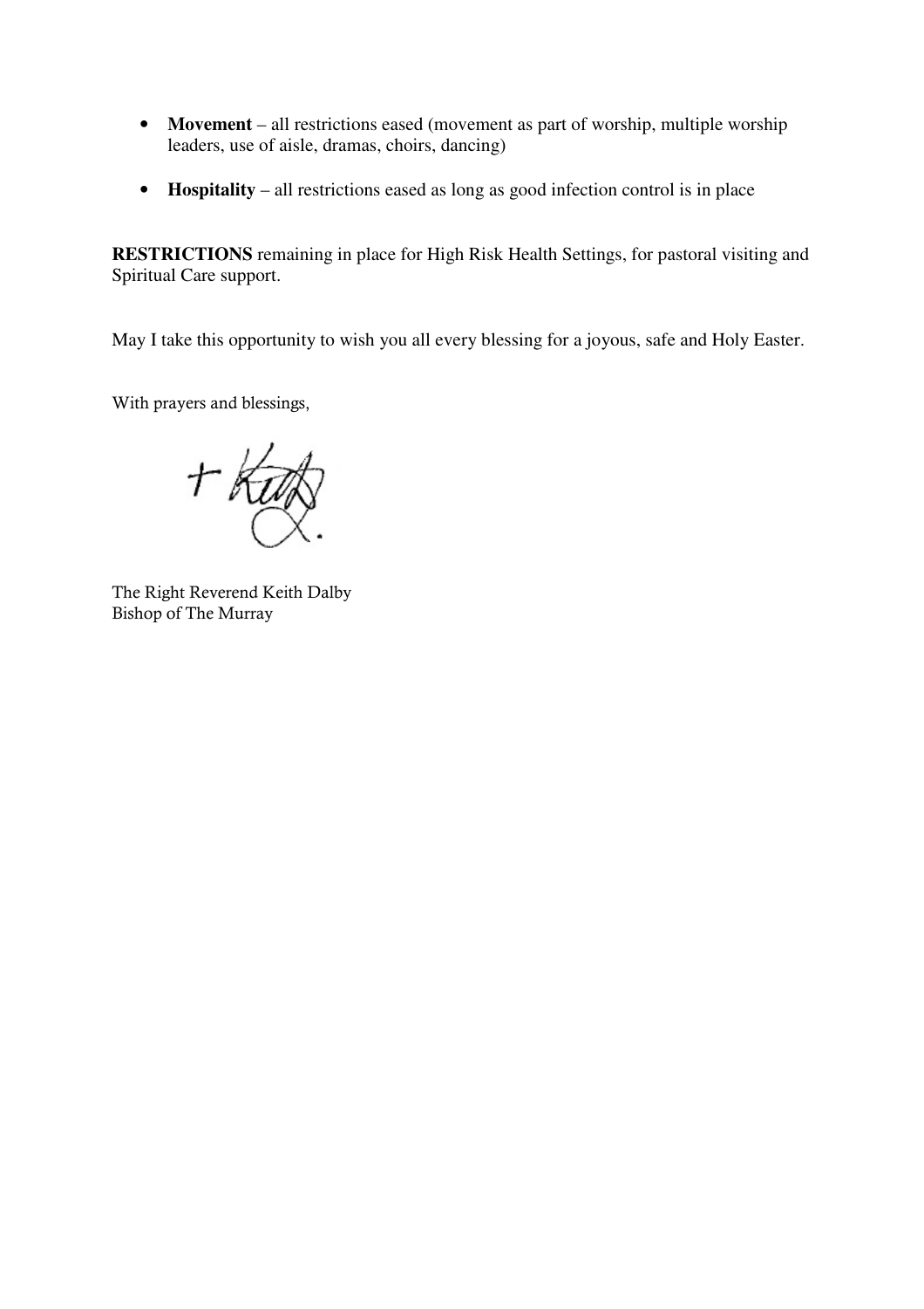- **Movement** – all restrictions eased (movement as part of worship, multiple worship leaders, use of aisle, dramas, choirs, dancing)

- **Hospitality** – all restrictions eased as long as good infection control is in place

**RESTRICTIONS** remaining in place for High Risk Health Settings, for pastoral visiting and Spiritual Care support.

May I take this opportunity to wish you all every blessing for a joyous, safe and Holy Easter.

With prayers and blessings,

+ Keith

The Right Reverend Keith Dalby
Bishop of The Murray